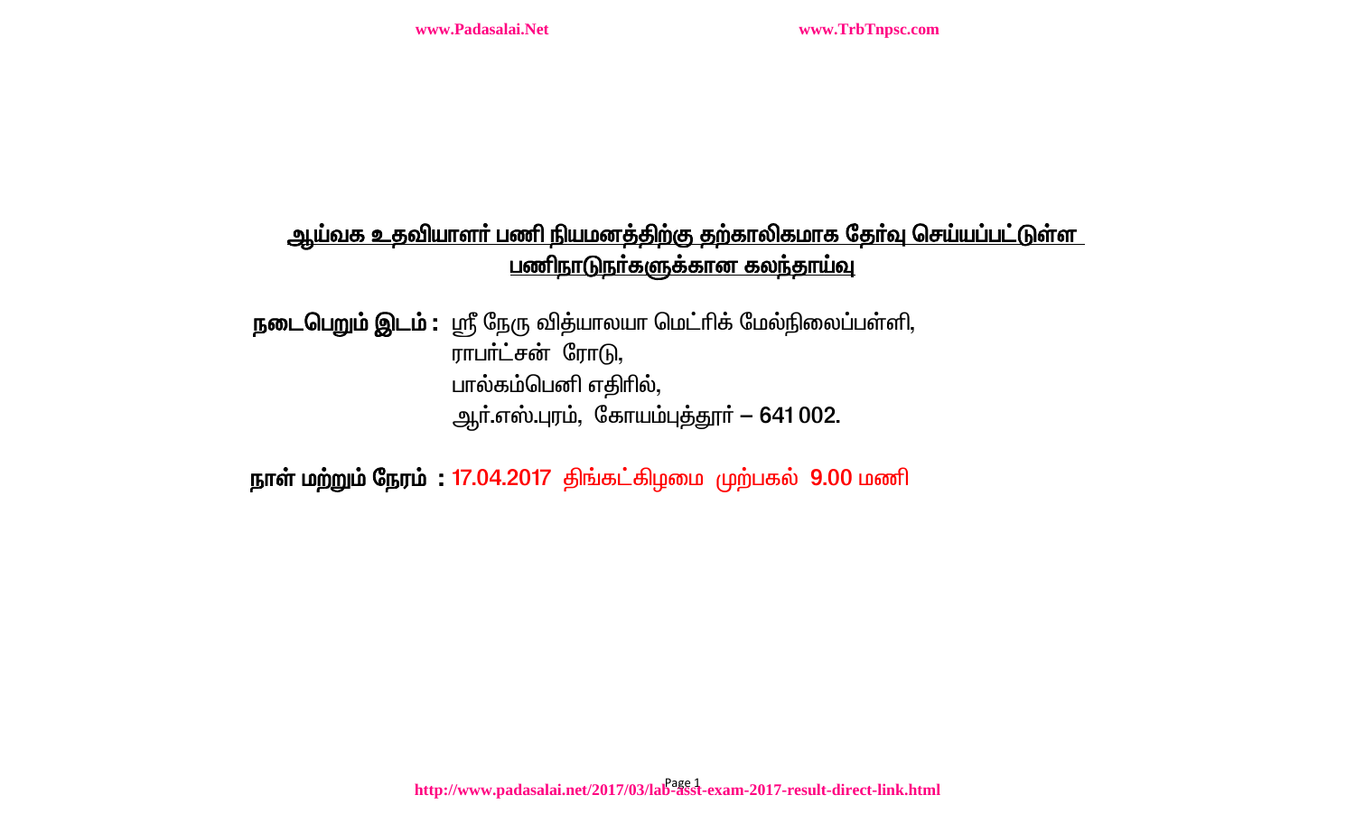## ஆய்வக உதவியாளர் பணி நியமனத்திற்கு தற்காலிகமாக தேர்வு செய்யப்பட்டுள்ள பணிநாடுநர்களுக்கான கலந்தாய்வு

**நடைபெறும் இடம் :** ஸ்ரீ நேரு வித்யாலயா மெட்ரிக் மேல்நிலைப்பள்ளி,
ராபர்ட்சன் ரோடு,
பால்கம்பெனி எதிரில்,
ஆர்.எஸ்.புரம், கோயம்புத்தூர் – 641 002.

**நாள் மற்றும் நேரம் :** 17.04.2017 திங்கட்கிழமை முற்பகல் 9.00 மணி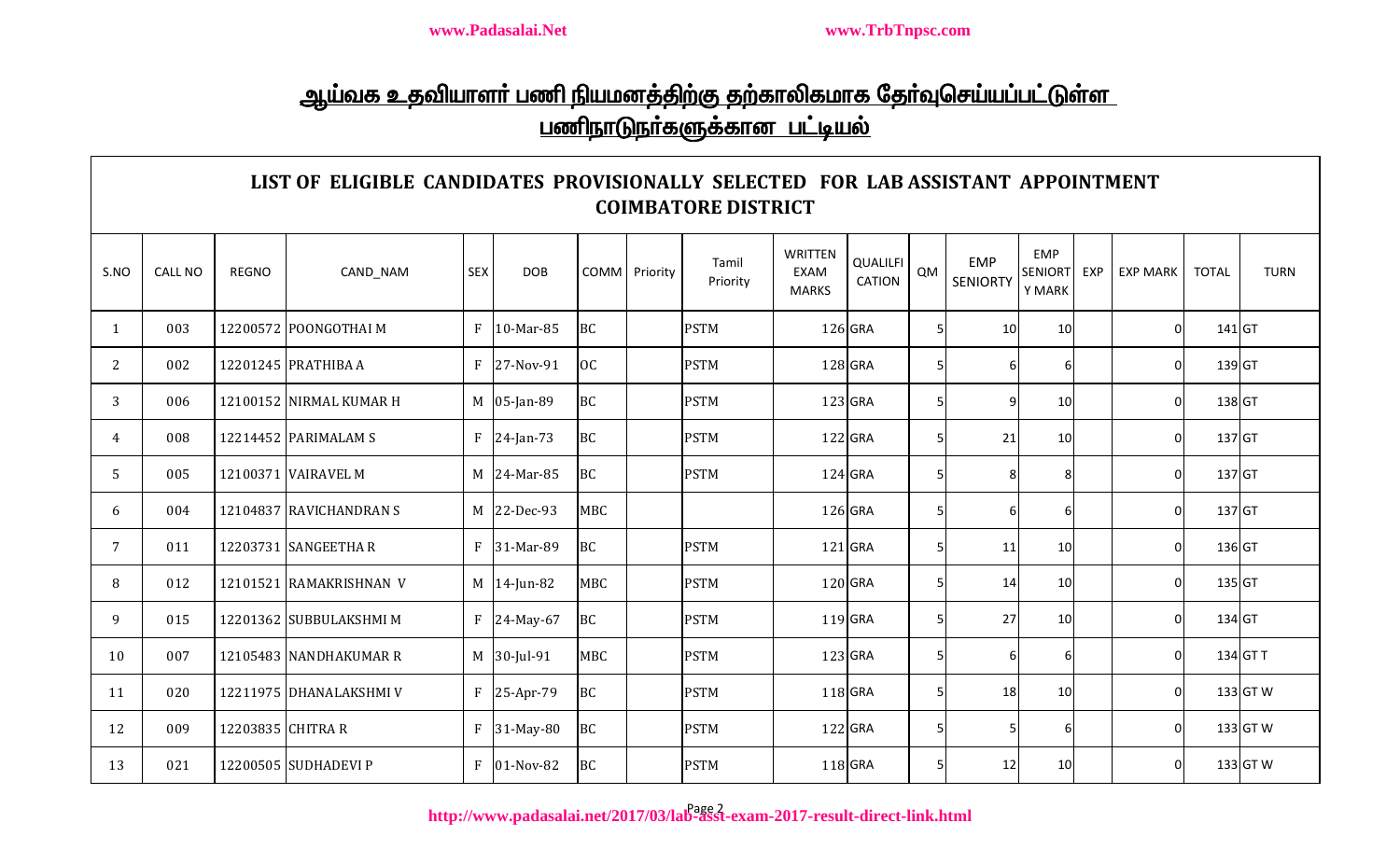## ஆய்வக உதவியாளர் பணி நியமனத்திற்கு தற்காலிகமாக தேர்வுசெய்யப்பட்டுள்ள பணிநாடுநர்களுக்கான பட்டியல்

### LIST OF ELIGIBLE CANDIDATES PROVISIONALLY SELECTED FOR LAB ASSISTANT APPOINTMENT COIMBATORE DISTRICT

| S.NO | CALL NO | REGNO | CAND_NAM | SEX | DOB | COMM | Priority | Tamil Priority | WRITTEN EXAM MARKS | QUALIFICATION | QM | EMP SENIORTY | EMP SENIORTY MARK | EXP | EXP MARK | TOTAL | TURN |
|---|---|---|---|---|---|---|---|---|---|---|---|---|---|---|---|---|---|
| 1 | 003 | 12200572 | POONGOTHAI M | F | 10-Mar-85 | BC | | PSTM | 126 | GRA | 5 | 10 | 10 | | 0 | 141 | GT |
| 2 | 002 | 12201245 | PRATHIBA A | F | 27-Nov-91 | OC | | PSTM | 128 | GRA | 5 | 6 | 6 | | 0 | 139 | GT |
| 3 | 006 | 12100152 | NIRMAL KUMAR H | M | 05-Jan-89 | BC | | PSTM | 123 | GRA | 5 | 9 | 10 | | 0 | 138 | GT |
| 4 | 008 | 12214452 | PARIMALAM S | F | 24-Jan-73 | BC | | PSTM | 122 | GRA | 5 | 21 | 10 | | 0 | 137 | GT |
| 5 | 005 | 12100371 | VAIRAVEL M | M | 24-Mar-85 | BC | | PSTM | 124 | GRA | 5 | 8 | 8 | | 0 | 137 | GT |
| 6 | 004 | 12104837 | RAVICHANDRAN S | M | 22-Dec-93 | MBC | | | 126 | GRA | 5 | 6 | 6 | | 0 | 137 | GT |
| 7 | 011 | 12203731 | SANGEETHA R | F | 31-Mar-89 | BC | | PSTM | 121 | GRA | 5 | 11 | 10 | | 0 | 136 | GT |
| 8 | 012 | 12101521 | RAMAKRISHNAN V | M | 14-Jun-82 | MBC | | PSTM | 120 | GRA | 5 | 14 | 10 | | 0 | 135 | GT |
| 9 | 015 | 12201362 | SUBBULAKSHMI M | F | 24-May-67 | BC | | PSTM | 119 | GRA | 5 | 27 | 10 | | 0 | 134 | GT |
| 10 | 007 | 12105483 | NANDHAKUMAR R | M | 30-Jul-91 | MBC | | PSTM | 123 | GRA | 5 | 6 | 6 | | 0 | 134 | GT T |
| 11 | 020 | 12211975 | DHANALAKSHMI V | F | 25-Apr-79 | BC | | PSTM | 118 | GRA | 5 | 18 | 10 | | 0 | 133 | GT W |
| 12 | 009 | 12203835 | CHITRA R | F | 31-May-80 | BC | | PSTM | 122 | GRA | 5 | 5 | 6 | | 0 | 133 | GT W |
| 13 | 021 | 12200505 | SUDHADEVI P | F | 01-Nov-82 | BC | | PSTM | 118 | GRA | 5 | 12 | 10 | | 0 | 133 | GT W |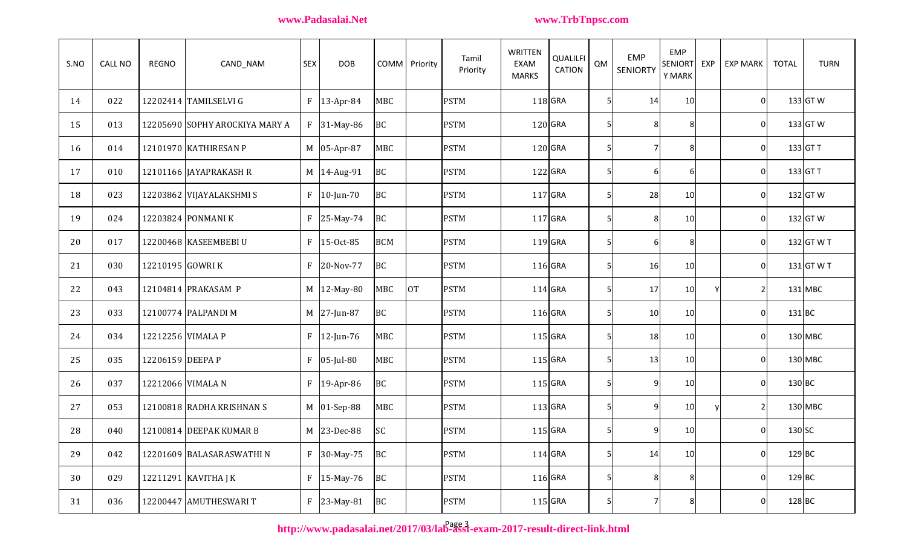| S.NO | CALL NO | REGNO | CAND_NAM | SEX | DOB | COMM | Priority | Tamil Priority | WRITTEN EXAM MARKS | QUALILFICATION | QM | EMP SENIORTY | EMP SENIORTY MARK | EXP | EXP MARK | TOTAL | TURN |
|---|---|---|---|---|---|---|---|---|---|---|---|---|---|---|---|---|---|
| 14 | 022 | 12202414 | TAMILSELVI G | F | 13-Apr-84 | MBC | | PSTM | 118 | GRA | 5 | 14 | 10 | | 0 | 133 | GT W |
| 15 | 013 | 12205690 | SOPHY AROCKIYA MARY A | F | 31-May-86 | BC | | PSTM | 120 | GRA | 5 | 8 | 8 | | 0 | 133 | GT W |
| 16 | 014 | 12101970 | KATHIRESAN P | M | 05-Apr-87 | MBC | | PSTM | 120 | GRA | 5 | 7 | 8 | | 0 | 133 | GT T |
| 17 | 010 | 12101166 | JAYAPRAKASH R | M | 14-Aug-91 | BC | | PSTM | 122 | GRA | 5 | 6 | 6 | | 0 | 133 | GT T |
| 18 | 023 | 12203862 | VIJAYALAKSHMI S | F | 10-Jun-70 | BC | | PSTM | 117 | GRA | 5 | 28 | 10 | | 0 | 132 | GT W |
| 19 | 024 | 12203824 | PONMANI K | F | 25-May-74 | BC | | PSTM | 117 | GRA | 5 | 8 | 10 | | 0 | 132 | GT W |
| 20 | 017 | 12200468 | KASEEMBEBI U | F | 15-Oct-85 | BCM | | PSTM | 119 | GRA | 5 | 6 | 8 | | 0 | 132 | GT W T |
| 21 | 030 | 12210195 | GOWRI K | F | 20-Nov-77 | BC | | PSTM | 116 | GRA | 5 | 16 | 10 | | 0 | 131 | GT W T |
| 22 | 043 | 12104814 | PRAKASAM P | M | 12-May-80 | MBC | OT | PSTM | 114 | GRA | 5 | 17 | 10 | Y | 2 | 131 | MBC |
| 23 | 033 | 12100774 | PALPANDI M | M | 27-Jun-87 | BC | | PSTM | 116 | GRA | 5 | 10 | 10 | | 0 | 131 | BC |
| 24 | 034 | 12212256 | VIMALA P | F | 12-Jun-76 | MBC | | PSTM | 115 | GRA | 5 | 18 | 10 | | 0 | 130 | MBC |
| 25 | 035 | 12206159 | DEEPA P | F | 05-Jul-80 | MBC | | PSTM | 115 | GRA | 5 | 13 | 10 | | 0 | 130 | MBC |
| 26 | 037 | 12212066 | VIMALA N | F | 19-Apr-86 | BC | | PSTM | 115 | GRA | 5 | 9 | 10 | | 0 | 130 | BC |
| 27 | 053 | 12100818 | RADHA KRISHNAN S | M | 01-Sep-88 | MBC | | PSTM | 113 | GRA | 5 | 9 | 10 | y | 2 | 130 | MBC |
| 28 | 040 | 12100814 | DEEPAK KUMAR B | M | 23-Dec-88 | SC | | PSTM | 115 | GRA | 5 | 9 | 10 | | 0 | 130 | SC |
| 29 | 042 | 12201609 | BALASARASWATHI N | F | 30-May-75 | BC | | PSTM | 114 | GRA | 5 | 14 | 10 | | 0 | 129 | BC |
| 30 | 029 | 12211291 | KAVITHA J K | F | 15-May-76 | BC | | PSTM | 116 | GRA | 5 | 8 | 8 | | 0 | 129 | BC |
| 31 | 036 | 12200447 | AMUTHESWARI T | F | 23-May-81 | BC | | PSTM | 115 | GRA | 5 | 7 | 8 | | 0 | 128 | BC |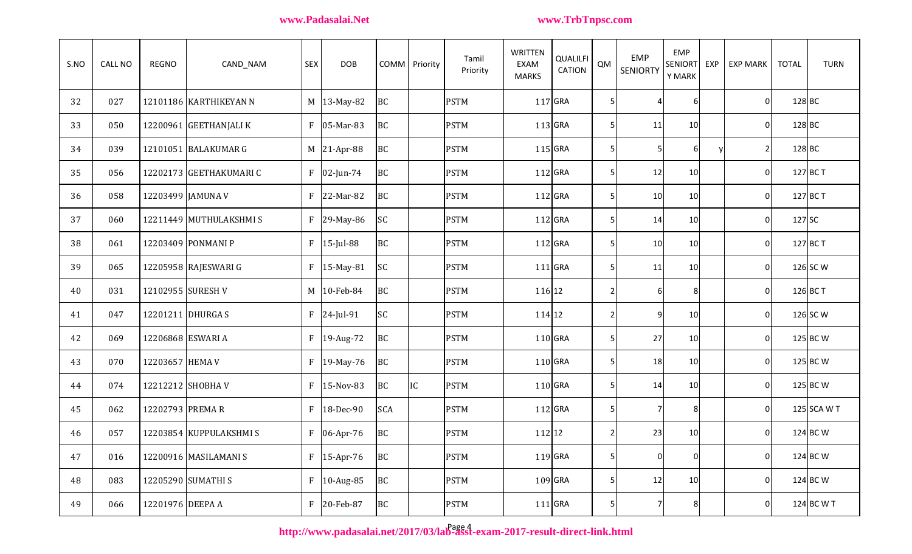| S.NO | CALL NO | REGNO | CAND_NAM | SEX | DOB | COMM | Priority | Tamil Priority | WRITTEN EXAM MARKS | QUALILFICATION | QM | EMP SENIORTY | EMP SENIORTY MARK | EXP | EXP MARK | TOTAL | TURN |
|---|---|---|---|---|---|---|---|---|---|---|---|---|---|---|---|---|---|
| 32 | 027 | 12101186 | KARTHIKEYAN N | M | 13-May-82 | BC | | PSTM | 117 | GRA | 5 | 4 | 6 | | 0 | 128 | BC |
| 33 | 050 | 12200961 | GEETHANJALI K | F | 05-Mar-83 | BC | | PSTM | 113 | GRA | 5 | 11 | 10 | | 0 | 128 | BC |
| 34 | 039 | 12101051 | BALAKUMAR G | M | 21-Apr-88 | BC | | PSTM | 115 | GRA | 5 | 5 | 6 | y | 2 | 128 | BC |
| 35 | 056 | 12202173 | GEETHAKUMARI C | F | 02-Jun-74 | BC | | PSTM | 112 | GRA | 5 | 12 | 10 | | 0 | 127 | BC T |
| 36 | 058 | 12203499 | JAMUNA V | F | 22-Mar-82 | BC | | PSTM | 112 | GRA | 5 | 10 | 10 | | 0 | 127 | BC T |
| 37 | 060 | 12211449 | MUTHULAKSHMI S | F | 29-May-86 | SC | | PSTM | 112 | GRA | 5 | 14 | 10 | | 0 | 127 | SC |
| 38 | 061 | 12203409 | PONMANI P | F | 15-Jul-88 | BC | | PSTM | 112 | GRA | 5 | 10 | 10 | | 0 | 127 | BC T |
| 39 | 065 | 12205958 | RAJESWARI G | F | 15-May-81 | SC | | PSTM | 111 | GRA | 5 | 11 | 10 | | 0 | 126 | SC W |
| 40 | 031 | 12102955 | SURESH V | M | 10-Feb-84 | BC | | PSTM | 116 | 12 | 2 | 6 | 8 | | 0 | 126 | BC T |
| 41 | 047 | 12201211 | DHURGA S | F | 24-Jul-91 | SC | | PSTM | 114 | 12 | 2 | 9 | 10 | | 0 | 126 | SC W |
| 42 | 069 | 12206868 | ESWARI A | F | 19-Aug-72 | BC | | PSTM | 110 | GRA | 5 | 27 | 10 | | 0 | 125 | BC W |
| 43 | 070 | 12203657 | HEMA V | F | 19-May-76 | BC | | PSTM | 110 | GRA | 5 | 18 | 10 | | 0 | 125 | BC W |
| 44 | 074 | 12212212 | SHOBHA V | F | 15-Nov-83 | BC | IC | PSTM | 110 | GRA | 5 | 14 | 10 | | 0 | 125 | BC W |
| 45 | 062 | 12202793 | PREMA R | F | 18-Dec-90 | SCA | | PSTM | 112 | GRA | 5 | 7 | 8 | | 0 | 125 | SCA W T |
| 46 | 057 | 12203854 | KUPPULAKSHMI S | F | 06-Apr-76 | BC | | PSTM | 112 | 12 | 2 | 23 | 10 | | 0 | 124 | BC W |
| 47 | 016 | 12200916 | MASILAMANI S | F | 15-Apr-76 | BC | | PSTM | 119 | GRA | 5 | 0 | 0 | | 0 | 124 | BC W |
| 48 | 083 | 12205290 | SUMATHI S | F | 10-Aug-85 | BC | | PSTM | 109 | GRA | 5 | 12 | 10 | | 0 | 124 | BC W |
| 49 | 066 | 12201976 | DEEPA A | F | 20-Feb-87 | BC | | PSTM | 111 | GRA | 5 | 7 | 8 | | 0 | 124 | BC W T |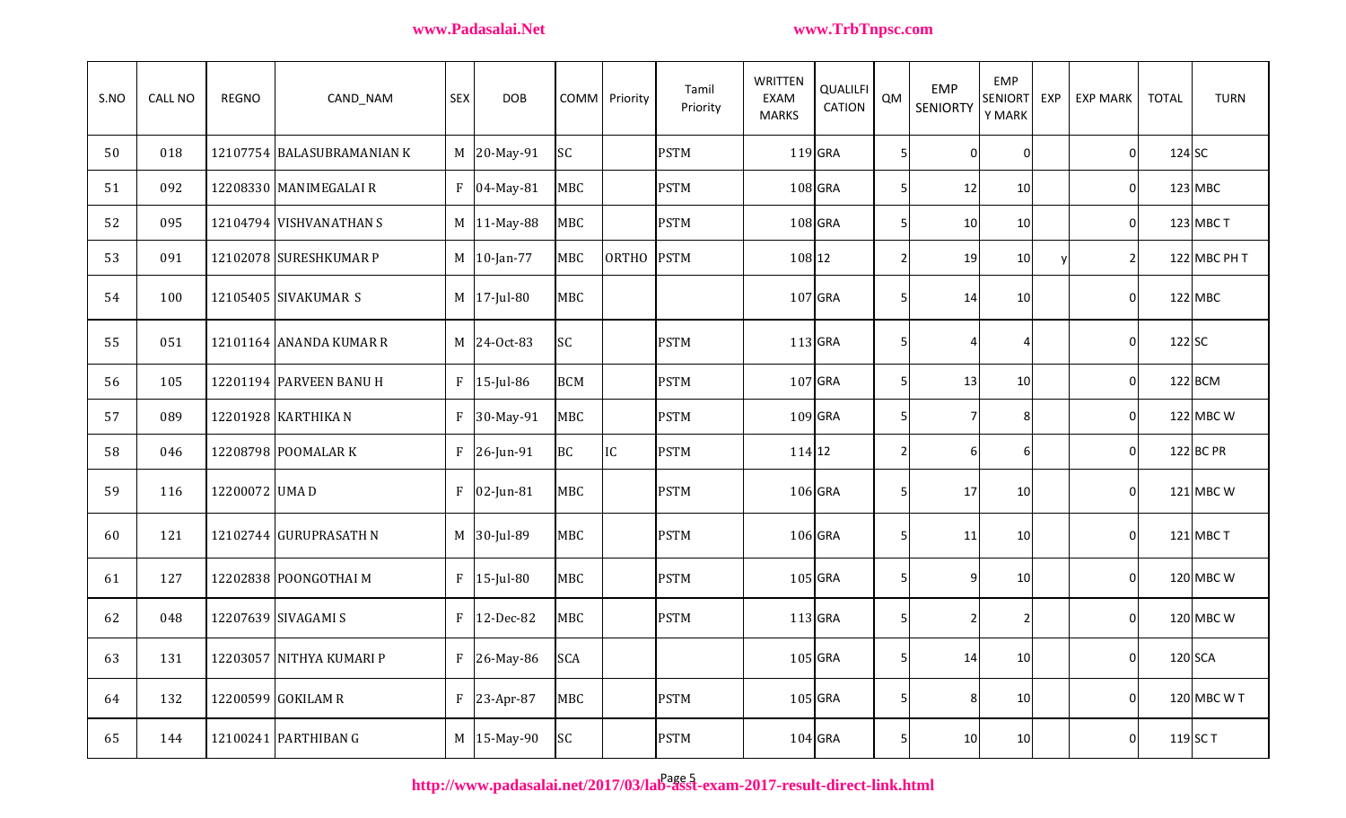| S.NO | CALL NO | REGNO | CAND_NAM | SEX | DOB | COMM | Priority | Tamil Priority | WRITTEN EXAM MARKS | QUALILFI CATION | QM | EMP SENIORTY | EMP SENIORT Y MARK | EXP | EXP MARK | TOTAL | TURN |
|---|---|---|---|---|---|---|---|---|---|---|---|---|---|---|---|---|---|
| 50 | 018 | 12107754 | BALASUBRAMANIAN K | M | 20-May-91 | SC | | PSTM | 119 | GRA | 5 | 0 | 0 | | 0 | 124 | SC |
| 51 | 092 | 12208330 | MANIMEGALAI R | F | 04-May-81 | MBC | | PSTM | 108 | GRA | 5 | 12 | 10 | | 0 | 123 | MBC |
| 52 | 095 | 12104794 | VISHVANATHAN S | M | 11-May-88 | MBC | | PSTM | 108 | GRA | 5 | 10 | 10 | | 0 | 123 | MBC T |
| 53 | 091 | 12102078 | SURESHKUMAR P | M | 10-Jan-77 | MBC | ORTHO | PSTM | 108 | 12 | 2 | 19 | 10 | y | 2 | 122 | MBC PH T |
| 54 | 100 | 12105405 | SIVAKUMAR S | M | 17-Jul-80 | MBC | | | 107 | GRA | 5 | 14 | 10 | | 0 | 122 | MBC |
| 55 | 051 | 12101164 | ANANDA KUMAR R | M | 24-Oct-83 | SC | | PSTM | 113 | GRA | 5 | 4 | 4 | | 0 | 122 | SC |
| 56 | 105 | 12201194 | PARVEEN BANU H | F | 15-Jul-86 | BCM | | PSTM | 107 | GRA | 5 | 13 | 10 | | 0 | 122 | BCM |
| 57 | 089 | 12201928 | KARTHIKA N | F | 30-May-91 | MBC | | PSTM | 109 | GRA | 5 | 7 | 8 | | 0 | 122 | MBC W |
| 58 | 046 | 12208798 | POOMALAR K | F | 26-Jun-91 | BC | IC | PSTM | 114 | 12 | 2 | 6 | 6 | | 0 | 122 | BC PR |
| 59 | 116 | 12200072 | UMA D | F | 02-Jun-81 | MBC | | PSTM | 106 | GRA | 5 | 17 | 10 | | 0 | 121 | MBC W |
| 60 | 121 | 12102744 | GURUPRASATH N | M | 30-Jul-89 | MBC | | PSTM | 106 | GRA | 5 | 11 | 10 | | 0 | 121 | MBC T |
| 61 | 127 | 12202838 | POONGOTHAI M | F | 15-Jul-80 | MBC | | PSTM | 105 | GRA | 5 | 9 | 10 | | 0 | 120 | MBC W |
| 62 | 048 | 12207639 | SIVAGAMI S | F | 12-Dec-82 | MBC | | PSTM | 113 | GRA | 5 | 2 | 2 | | 0 | 120 | MBC W |
| 63 | 131 | 12203057 | NITHYA KUMARI P | F | 26-May-86 | SCA | | | 105 | GRA | 5 | 14 | 10 | | 0 | 120 | SCA |
| 64 | 132 | 12200599 | GOKILAM R | F | 23-Apr-87 | MBC | | PSTM | 105 | GRA | 5 | 8 | 10 | | 0 | 120 | MBC W T |
| 65 | 144 | 12100241 | PARTHIBAN G | M | 15-May-90 | SC | | PSTM | 104 | GRA | 5 | 10 | 10 | | 0 | 119 | SC T |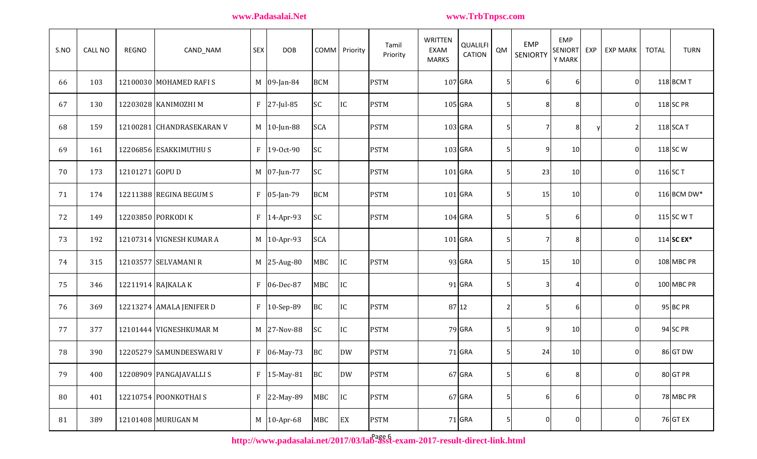| S.NO | CALL NO | REGNO | CAND_NAM | SEX | DOB | COMM | Priority | Tamil Priority | WRITTEN EXAM MARKS | QUALILFICATION | QM | EMP SENIORTY | EMP SENIORTY MARK | EXP | EXP MARK | TOTAL | TURN |
|---|---|---|---|---|---|---|---|---|---|---|---|---|---|---|---|---|---|
| 66 | 103 | 12100030 | MOHAMED RAFI S | M | 09-Jan-84 | BCM | | PSTM | 107 | GRA | 5 | 6 | 6 | | 0 | 118 | BCM T |
| 67 | 130 | 12203028 | KANIMOZHI M | F | 27-Jul-85 | SC | IC | PSTM | 105 | GRA | 5 | 8 | 8 | | 0 | 118 | SC PR |
| 68 | 159 | 12100281 | CHANDRASEKARAN V | M | 10-Jun-88 | SCA | | PSTM | 103 | GRA | 5 | 7 | 8 | y | 2 | 118 | SCA T |
| 69 | 161 | 12206856 | ESAKKIMUTHU S | F | 19-Oct-90 | SC | | PSTM | 103 | GRA | 5 | 9 | 10 | | 0 | 118 | SC W |
| 70 | 173 | 12101271 | GOPU D | M | 07-Jun-77 | SC | | PSTM | 101 | GRA | 5 | 23 | 10 | | 0 | 116 | SC T |
| 71 | 174 | 12211388 | REGINA BEGUM S | F | 05-Jan-79 | BCM | | PSTM | 101 | GRA | 5 | 15 | 10 | | 0 | 116 | BCM DW* |
| 72 | 149 | 12203850 | PORKODI K | F | 14-Apr-93 | SC | | PSTM | 104 | GRA | 5 | 5 | 6 | | 0 | 115 | SC W T |
| 73 | 192 | 12107314 | VIGNESH KUMAR A | M | 10-Apr-93 | SCA | | | 101 | GRA | 5 | 7 | 8 | | 0 | 114 | **SC EX*** |
| 74 | 315 | 12103577 | SELVAMANI R | M | 25-Aug-80 | MBC | IC | PSTM | 93 | GRA | 5 | 15 | 10 | | 0 | 108 | MBC PR |
| 75 | 346 | 12211914 | RAJKALA K | F | 06-Dec-87 | MBC | IC | | 91 | GRA | 5 | 3 | 4 | | 0 | 100 | MBC PR |
| 76 | 369 | 12213274 | AMALA JENIFER D | F | 10-Sep-89 | BC | IC | PSTM | 87 | 12 | 2 | 5 | 6 | | 0 | 95 | BC PR |
| 77 | 377 | 12101444 | VIGNESHKUMAR M | M | 27-Nov-88 | SC | IC | PSTM | 79 | GRA | 5 | 9 | 10 | | 0 | 94 | SC PR |
| 78 | 390 | 12205279 | SAMUNDEESWARI V | F | 06-May-73 | BC | DW | PSTM | 71 | GRA | 5 | 24 | 10 | | 0 | 86 | GT DW |
| 79 | 400 | 12208909 | PANGAJAVALLI S | F | 15-May-81 | BC | DW | PSTM | 67 | GRA | 5 | 6 | 8 | | 0 | 80 | GT PR |
| 80 | 401 | 12210754 | POONKOTHAI S | F | 22-May-89 | MBC | IC | PSTM | 67 | GRA | 5 | 6 | 6 | | 0 | 78 | MBC PR |
| 81 | 389 | 12101408 | MURUGAN M | M | 10-Apr-68 | MBC | EX | PSTM | 71 | GRA | 5 | 0 | 0 | | 0 | 76 | GT EX |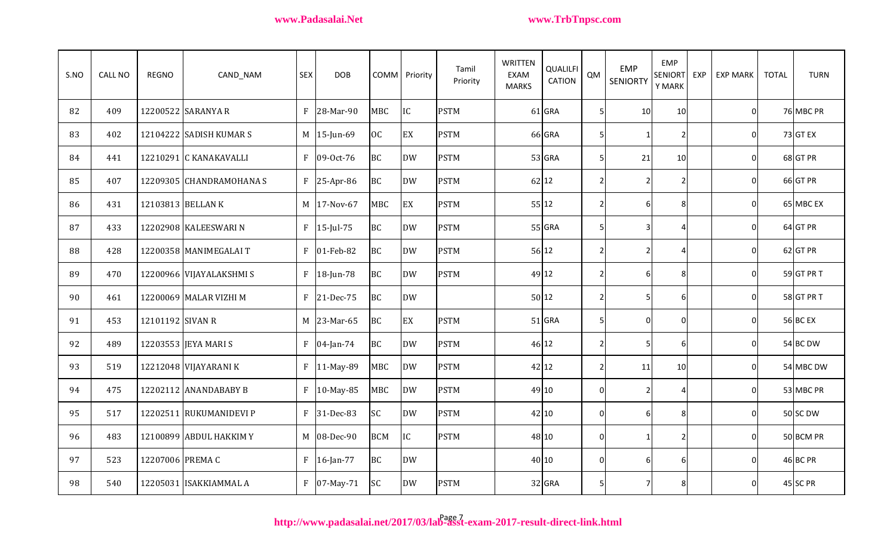| S.NO | CALL NO | REGNO | CAND_NAM | SEX | DOB | COMM | Priority | Tamil Priority | WRITTEN EXAM MARKS | QUALIFICATION | QM | EMP SENIORTY | EMP SENIORTY MARK | EXP | EXP MARK | TOTAL | TURN |
|---|---|---|---|---|---|---|---|---|---|---|---|---|---|---|---|---|---|
| 82 | 409 | 12200522 | SARANYA R | F | 28-Mar-90 | MBC | IC | PSTM | 61 | GRA | 5 | 10 | 10 | | 0 | 76 | MBC PR |
| 83 | 402 | 12104222 | SADISH KUMAR S | M | 15-Jun-69 | OC | EX | PSTM | 66 | GRA | 5 | 1 | 2 | | 0 | 73 | GT EX |
| 84 | 441 | 12210291 | C KANAKAVALLI | F | 09-Oct-76 | BC | DW | PSTM | 53 | GRA | 5 | 21 | 10 | | 0 | 68 | GT PR |
| 85 | 407 | 12209305 | CHANDRAMOHANA S | F | 25-Apr-86 | BC | DW | PSTM | 62 | 12 | 2 | 2 | 2 | | 0 | 66 | GT PR |
| 86 | 431 | 12103813 | BELLAN K | M | 17-Nov-67 | MBC | EX | PSTM | 55 | 12 | 2 | 6 | 8 | | 0 | 65 | MBC EX |
| 87 | 433 | 12202908 | KALEESWARI N | F | 15-Jul-75 | BC | DW | PSTM | 55 | GRA | 5 | 3 | 4 | | 0 | 64 | GT PR |
| 88 | 428 | 12200358 | MANIMEGALAI T | F | 01-Feb-82 | BC | DW | PSTM | 56 | 12 | 2 | 2 | 4 | | 0 | 62 | GT PR |
| 89 | 470 | 12200966 | VIJAYALAKSHMI S | F | 18-Jun-78 | BC | DW | PSTM | 49 | 12 | 2 | 6 | 8 | | 0 | 59 | GT PR T |
| 90 | 461 | 12200069 | MALAR VIZHI M | F | 21-Dec-75 | BC | DW | | 50 | 12 | 2 | 5 | 6 | | 0 | 58 | GT PR T |
| 91 | 453 | 12101192 | SIVAN R | M | 23-Mar-65 | BC | EX | PSTM | 51 | GRA | 5 | 0 | 0 | | 0 | 56 | BC EX |
| 92 | 489 | 12203553 | JEYA MARI S | F | 04-Jan-74 | BC | DW | PSTM | 46 | 12 | 2 | 5 | 6 | | 0 | 54 | BC DW |
| 93 | 519 | 12212048 | VIJAYARANI K | F | 11-May-89 | MBC | DW | PSTM | 42 | 12 | 2 | 11 | 10 | | 0 | 54 | MBC DW |
| 94 | 475 | 12202112 | ANANDABABY B | F | 10-May-85 | MBC | DW | PSTM | 49 | 10 | 0 | 2 | 4 | | 0 | 53 | MBC PR |
| 95 | 517 | 12202511 | RUKUMANIDEVI P | F | 31-Dec-83 | SC | DW | PSTM | 42 | 10 | 0 | 6 | 8 | | 0 | 50 | SC DW |
| 96 | 483 | 12100899 | ABDUL HAKKIM Y | M | 08-Dec-90 | BCM | IC | PSTM | 48 | 10 | 0 | 1 | 2 | | 0 | 50 | BCM PR |
| 97 | 523 | 12207006 | PREMA C | F | 16-Jan-77 | BC | DW | | 40 | 10 | 0 | 6 | 6 | | 0 | 46 | BC PR |
| 98 | 540 | 12205031 | ISAKKIAMMAL A | F | 07-May-71 | SC | DW | PSTM | 32 | GRA | 5 | 7 | 8 | | 0 | 45 | SC PR |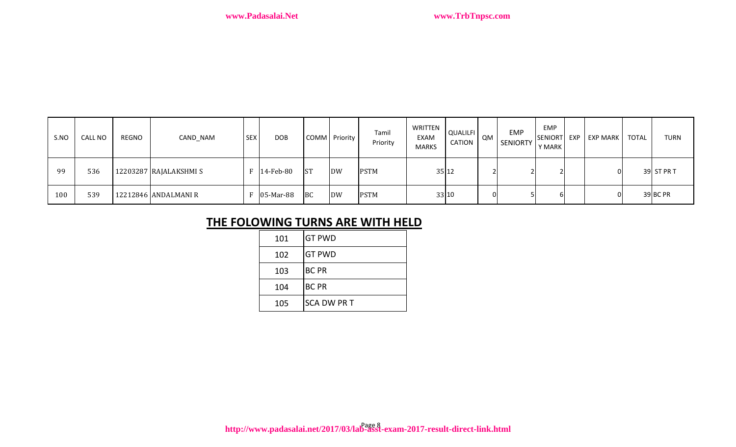| S.NO | CALL NO | REGNO | CAND_NAM | SEX | DOB | COMM | Priority | Tamil Priority | WRITTEN EXAM MARKS | QUALILFICATION | QM | EMP SENIORTY | EMP SENIORTY MARK | EXP | EXP MARK | TOTAL | TURN |
|---|---|---|---|---|---|---|---|---|---|---|---|---|---|---|---|---|---|
| 99 | 536 | 12203287 | RAJALAKSHMI S | F | 14-Feb-80 | ST | DW | PSTM | 35 | 12 | 2 | 2 | 2 | | 0 | 39 | ST PR T |
| 100 | 539 | 12212846 | ANDALMANI R | F | 05-Mar-88 | BC | DW | PSTM | 33 | 10 | 0 | 5 | 6 | | 0 | 39 | BC PR |

## THE FOLOWING TURNS ARE WITH HELD

| | |
|---|---|
| 101 | GT PWD |
| 102 | GT PWD |
| 103 | BC PR |
| 104 | BC PR |
| 105 | SCA DW PR T |